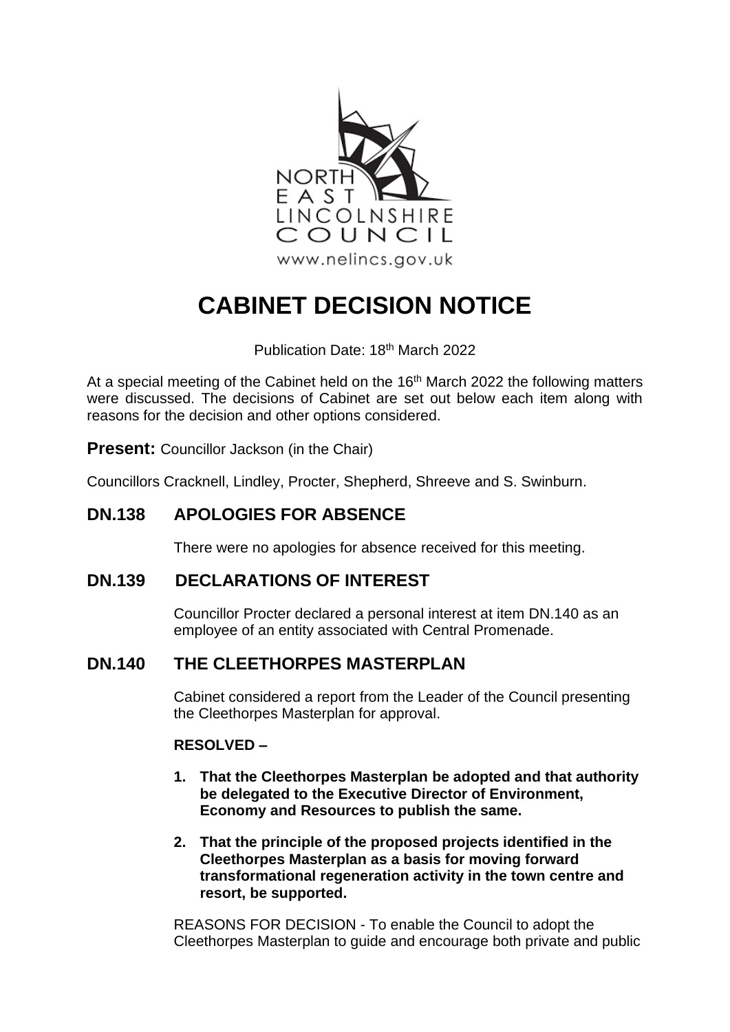# CABINET DECISION NOTICE

Publication Date: 18th March 2022

At a special meeting of the Cabinet held on the 16th March 2022 the following matters were discussed. The decisions of Cabinet are set out below each item along with reasons for the decision and other options considered.

**Present:** Councillor Jackson (in the Chair)

Councillors Cracknell, Lindley, Procter, Shepherd, Shreeve and S. Swinburn.

## DN.138 APOLOGIES FOR ABSENCE

There were no apologies for absence received for this meeting.

## DN.139 DECLARATIONS OF INTEREST

Councillor Procter declared a personal interest at item DN.140 as an employee of an entity associated with Central Promenade.

## DN.140 THE CLEETHORPES MASTERPLAN

Cabinet considered a report from the Leader of the Council presenting the Cleethorpes Masterplan for approval.

**RESOLVED –**

1. **That the Cleethorpes Masterplan be adopted and that authority be delegated to the Executive Director of Environment, Economy and Resources to publish the same.**
2. **That the principle of the proposed projects identified in the Cleethorpes Masterplan as a basis for moving forward transformational regeneration activity in the town centre and resort, be supported.**

REASONS FOR DECISION - To enable the Council to adopt the Cleethorpes Masterplan to guide and encourage both private and public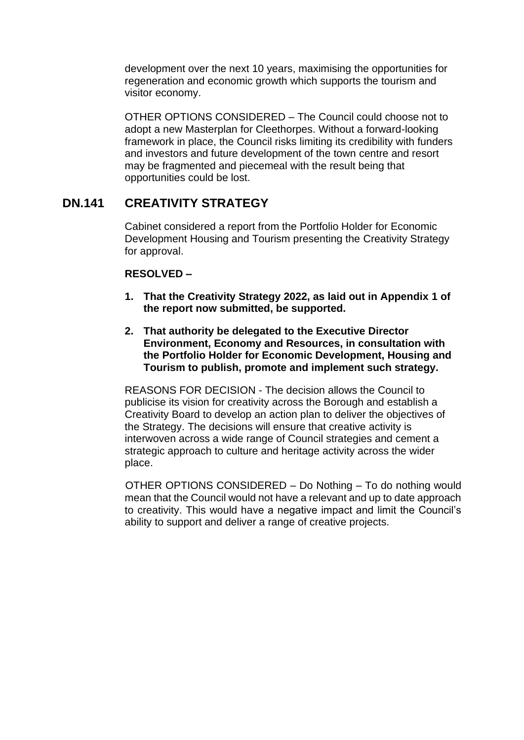development over the next 10 years, maximising the opportunities for regeneration and economic growth which supports the tourism and visitor economy.

OTHER OPTIONS CONSIDERED – The Council could choose not to adopt a new Masterplan for Cleethorpes. Without a forward-looking framework in place, the Council risks limiting its credibility with funders and investors and future development of the town centre and resort may be fragmented and piecemeal with the result being that opportunities could be lost.

## DN.141 CREATIVITY STRATEGY

Cabinet considered a report from the Portfolio Holder for Economic Development Housing and Tourism presenting the Creativity Strategy for approval.

**RESOLVED –**

1. **That the Creativity Strategy 2022, as laid out in Appendix 1 of the report now submitted, be supported.**

2. **That authority be delegated to the Executive Director Environment, Economy and Resources, in consultation with the Portfolio Holder for Economic Development, Housing and Tourism to publish, promote and implement such strategy.**

REASONS FOR DECISION - The decision allows the Council to publicise its vision for creativity across the Borough and establish a Creativity Board to develop an action plan to deliver the objectives of the Strategy. The decisions will ensure that creative activity is interwoven across a wide range of Council strategies and cement a strategic approach to culture and heritage activity across the wider place.

OTHER OPTIONS CONSIDERED – Do Nothing – To do nothing would mean that the Council would not have a relevant and up to date approach to creativity. This would have a negative impact and limit the Council's ability to support and deliver a range of creative projects.